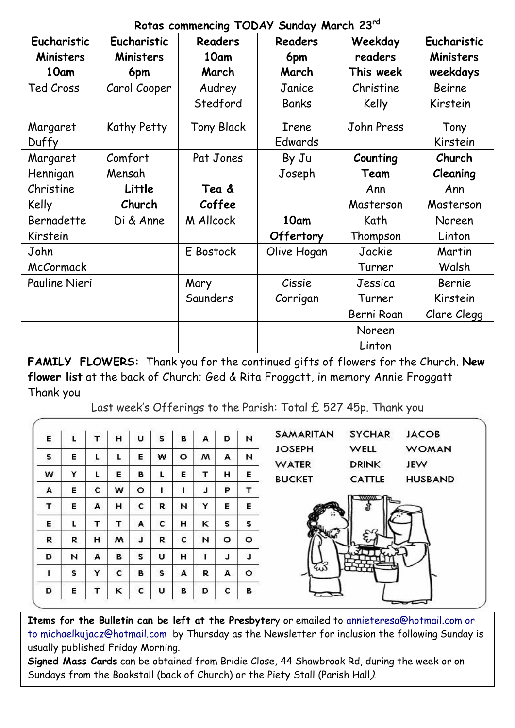## Rotas commencing TODAY Sunday March 23rd

| Eucharistic Ministers 10am | Eucharistic Ministers 6pm | Readers 10am March | Readers 6pm March | Weekday readers This week | Eucharistic Ministers weekdays |
|---|---|---|---|---|---|
| Ted Cross | Carol Cooper | Audrey Stedford | Janice Banks | Christine Kelly | Beirne Kirstein |
| Margaret Duffy | Kathy Petty | Tony Black | Irene Edwards | John Press | Tony Kirstein |
| Margaret Hennigan | Comfort Mensah | Pat Jones | By Ju Joseph | **Counting Team** | **Church Cleaning** |
| Christine Kelly | **Little Church** | **Tea & Coffee** | | Ann Masterson | Ann Masterson |
| Bernadette Kirstein | Di & Anne | M Allcock | **10am Offertory** | Kath Thompson | Noreen Linton |
| John McCormack | | E Bostock | Olive Hogan | Jackie Turner | Martin Walsh |
| Pauline Nieri | | Mary Saunders | Cissie Corrigan | Jessica Turner | Bernie Kirstein |
| | | | | Berni Roan | Clare Clegg |
| | | | | Noreen Linton | |

**FAMILY FLOWERS:** Thank you for the continued gifts of flowers for the Church. **New flower list** at the back of Church; Ged & Rita Froggatt, in memory Annie Froggatt Thank you

Last week's Offerings to the Parish: Total £ 527 45p. Thank you

| | | | | | | | | | |
|---|---|---|---|---|---|---|---|---|---|
| E | L | T | H | U | S | B | A | D | N |
| S | E | L | L | E | W | O | M | A | N |
| W | Y | L | E | B | L | E | T | H | E |
| A | E | C | W | O | I | I | J | P | T |
| T | E | A | H | C | R | N | Y | E | E |
| E | L | T | T | A | C | H | K | S | S |
| R | R | H | M | J | R | C | N | O | O |
| D | N | A | B | S | U | H | I | J | J |
| I | S | Y | C | B | S | A | R | A | O |
| D | E | T | K | C | U | B | D | C | B |

SAMARITAN SYCHAR JACOB
JOSEPH WELL WOMAN
WATER DRINK JEW
BUCKET CATTLE HUSBAND

**Items for the Bulletin can be left at the Presbytery** or emailed to annieteresa@hotmail.com or to michaelkujacz@hotmail.com by Thursday as the Newsletter for inclusion the following Sunday is usually published Friday Morning.

**Signed Mass Cards** can be obtained from Bridie Close, 44 Shawbrook Rd, during the week or on Sundays from the Bookstall (back of Church) or the Piety Stall (Parish Hall).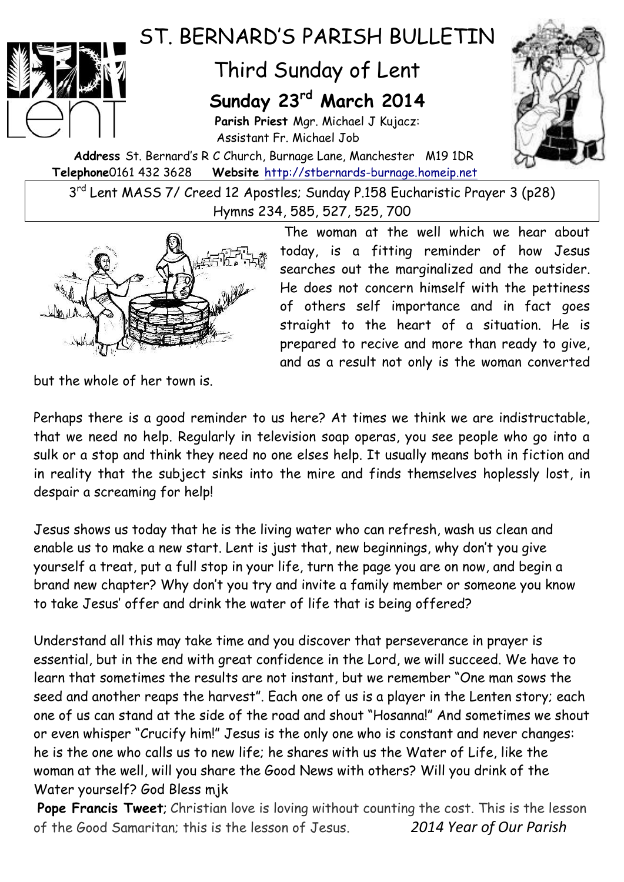# ST. BERNARD'S PARISH BULLETIN

## Third Sunday of Lent

### Sunday 23rd March 2014

**Parish Priest** Mgr. Michael J Kujacz:
Assistant Fr. Michael Job

**Address** St. Bernard's R C Church, Burnage Lane, Manchester M19 1DR
**Telephone**0161 432 3628 **Website** http://stbernards-burnage.homeip.net

3rd Lent MASS 7/ Creed 12 Apostles; Sunday P.158 Eucharistic Prayer 3 (p28)
Hymns 234, 585, 527, 525, 700

The woman at the well which we hear about today, is a fitting reminder of how Jesus searches out the marginalized and the outsider. He does not concern himself with the pettiness of others self importance and in fact goes straight to the heart of a situation. He is prepared to recive and more than ready to give, and as a result not only is the woman converted but the whole of her town is.

Perhaps there is a good reminder to us here? At times we think we are indistructable, that we need no help. Regularly in television soap operas, you see people who go into a sulk or a stop and think they need no one elses help. It usually means both in fiction and in reality that the subject sinks into the mire and finds themselves hoplessly lost, in despair a screaming for help!

Jesus shows us today that he is the living water who can refresh, wash us clean and enable us to make a new start. Lent is just that, new beginnings, why don't you give yourself a treat, put a full stop in your life, turn the page you are on now, and begin a brand new chapter? Why don't you try and invite a family member or someone you know to take Jesus' offer and drink the water of life that is being offered?

Understand all this may take time and you discover that perseverance in prayer is essential, but in the end with great confidence in the Lord, we will succeed. We have to learn that sometimes the results are not instant, but we remember "One man sows the seed and another reaps the harvest". Each one of us is a player in the Lenten story; each one of us can stand at the side of the road and shout "Hosanna!" And sometimes we shout or even whisper "Crucify him!" Jesus is the only one who is constant and never changes: he is the one who calls us to new life; he shares with us the Water of Life, like the woman at the well, will you share the Good News with others? Will you drink of the Water yourself? God Bless mjk

**Pope Francis Tweet**; Christian love is loving without counting the cost. This is the lesson of the Good Samaritan; this is the lesson of Jesus. *2014 Year of Our Parish*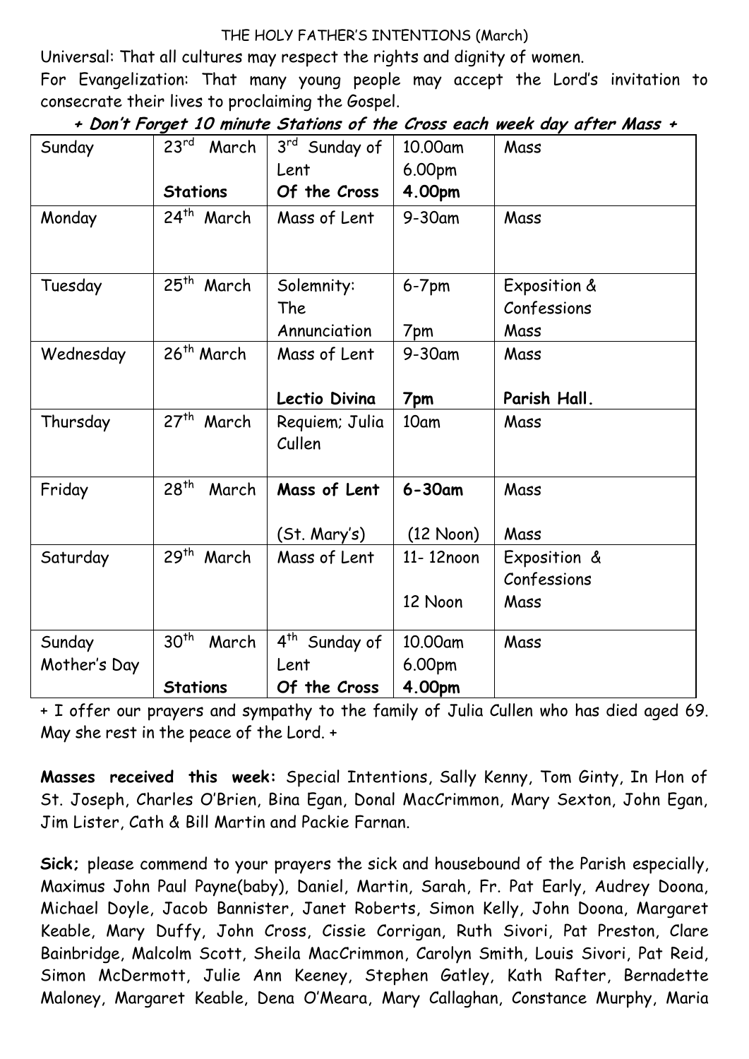THE HOLY FATHER'S INTENTIONS (March)

Universal: That all cultures may respect the rights and dignity of women.

For Evangelization: That many young people may accept the Lord's invitation to consecrate their lives to proclaiming the Gospel.

***+ Don't Forget 10 minute Stations of the Cross each week day after Mass +***

| | | | | |
|---|---|---|---|---|
| Sunday | 23rd March<br><br>**Stations** | 3rd Sunday of Lent<br>**Of the Cross** | 10.00am<br>6.00pm<br>**4.00pm** | Mass |
| Monday | 24th March | Mass of Lent | 9-30am | Mass |
| Tuesday | 25th March | Solemnity: The Annunciation | 6-7pm<br><br>7pm | Exposition & Confessions<br>Mass |
| Wednesday | 26th March | Mass of Lent<br><br>**Lectio Divina** | 9-30am<br><br>**7pm** | Mass<br><br>**Parish Hall.** |
| Thursday | 27th March | Requiem; Julia Cullen | 10am | Mass |
| Friday | 28th March | **Mass of Lent**<br><br>(St. Mary's) | **6-30am**<br><br>(12 Noon) | Mass<br><br>Mass |
| Saturday | 29th March | Mass of Lent | 11- 12noon<br><br>12 Noon | Exposition & Confessions<br>Mass |
| Sunday<br>Mother's Day | 30th March<br><br>**Stations** | 4th Sunday of Lent<br>**Of the Cross** | 10.00am<br>6.00pm<br>**4.00pm** | Mass |

+ I offer our prayers and sympathy to the family of Julia Cullen who has died aged 69. May she rest in the peace of the Lord. +

**Masses received this week:** Special Intentions, Sally Kenny, Tom Ginty, In Hon of St. Joseph, Charles O'Brien, Bina Egan, Donal MacCrimmon, Mary Sexton, John Egan, Jim Lister, Cath & Bill Martin and Packie Farnan.

**Sick;** please commend to your prayers the sick and housebound of the Parish especially, Maximus John Paul Payne(baby), Daniel, Martin, Sarah, Fr. Pat Early, Audrey Doona, Michael Doyle, Jacob Bannister, Janet Roberts, Simon Kelly, John Doona, Margaret Keable, Mary Duffy, John Cross, Cissie Corrigan, Ruth Sivori, Pat Preston, Clare Bainbridge, Malcolm Scott, Sheila MacCrimmon, Carolyn Smith, Louis Sivori, Pat Reid, Simon McDermott, Julie Ann Keeney, Stephen Gatley, Kath Rafter, Bernadette Maloney, Margaret Keable, Dena O'Meara, Mary Callaghan, Constance Murphy, Maria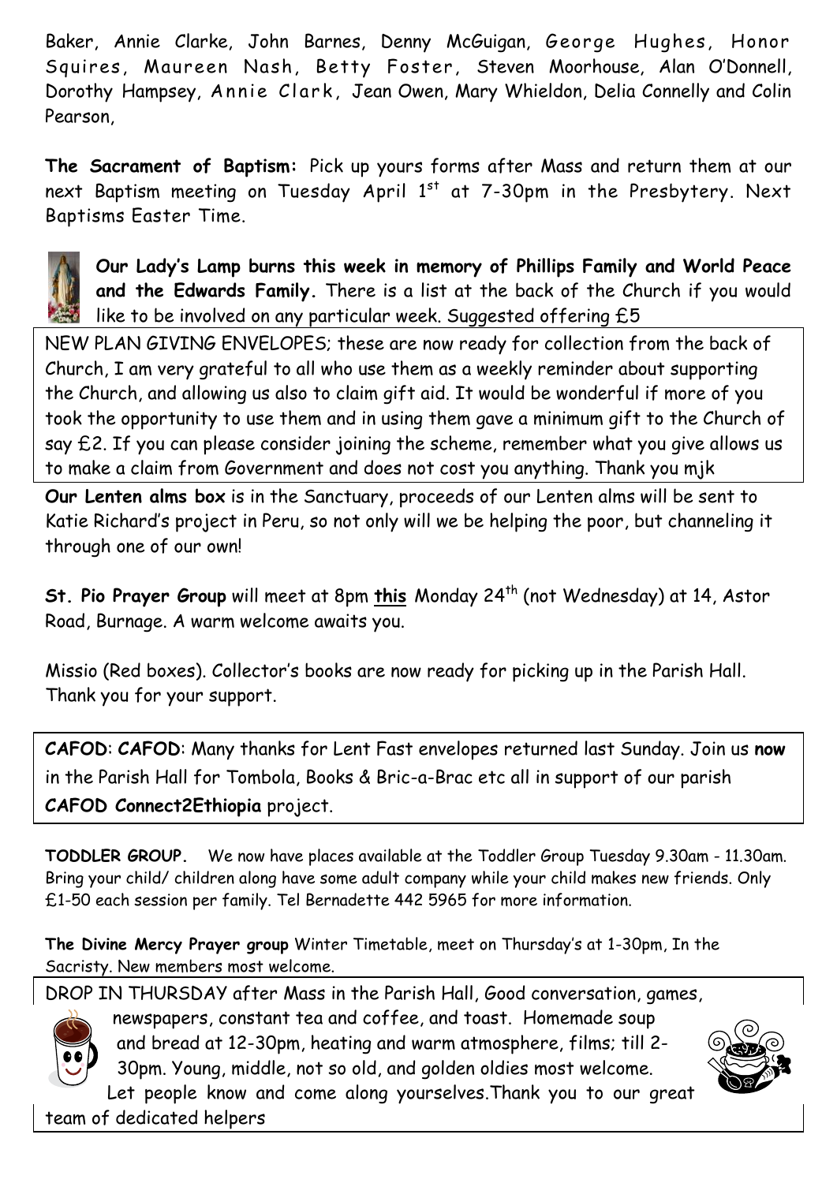Baker, Annie Clarke, John Barnes, Denny McGuigan, George Hughes, Honor Squires, Maureen Nash, Betty Foster, Steven Moorhouse, Alan O'Donnell, Dorothy Hampsey, Annie Clark, Jean Owen, Mary Whieldon, Delia Connelly and Colin Pearson,

**The Sacrament of Baptism:** Pick up yours forms after Mass and return them at our next Baptism meeting on Tuesday April 1st at 7-30pm in the Presbytery. Next Baptisms Easter Time.

**Our Lady's Lamp burns this week in memory of Phillips Family and World Peace and the Edwards Family.** There is a list at the back of the Church if you would like to be involved on any particular week. Suggested offering £5

NEW PLAN GIVING ENVELOPES; these are now ready for collection from the back of Church, I am very grateful to all who use them as a weekly reminder about supporting the Church, and allowing us also to claim gift aid. It would be wonderful if more of you took the opportunity to use them and in using them gave a minimum gift to the Church of say £2. If you can please consider joining the scheme, remember what you give allows us to make a claim from Government and does not cost you anything. Thank you mjk

**Our Lenten alms box** is in the Sanctuary, proceeds of our Lenten alms will be sent to Katie Richard's project in Peru, so not only will we be helping the poor, but channeling it through one of our own!

**St. Pio Prayer Group** will meet at 8pm **this** Monday 24th (not Wednesday) at 14, Astor Road, Burnage. A warm welcome awaits you.

Missio (Red boxes). Collector's books are now ready for picking up in the Parish Hall. Thank you for your support.

**CAFOD**: **CAFOD**: Many thanks for Lent Fast envelopes returned last Sunday. Join us **now** in the Parish Hall for Tombola, Books & Bric-a-Brac etc all in support of our parish **CAFOD Connect2Ethiopia** project.

**TODDLER GROUP.** We now have places available at the Toddler Group Tuesday 9.30am - 11.30am. Bring your child/ children along have some adult company while your child makes new friends. Only £1-50 each session per family. Tel Bernadette 442 5965 for more information.

**The Divine Mercy Prayer group** Winter Timetable, meet on Thursday's at 1-30pm, In the Sacristy. New members most welcome.

DROP IN THURSDAY after Mass in the Parish Hall, Good conversation, games, newspapers, constant tea and coffee, and toast. Homemade soup and bread at 12-30pm, heating and warm atmosphere, films; till 2-30pm. Young, middle, not so old, and golden oldies most welcome. Let people know and come along yourselves.Thank you to our great team of dedicated helpers